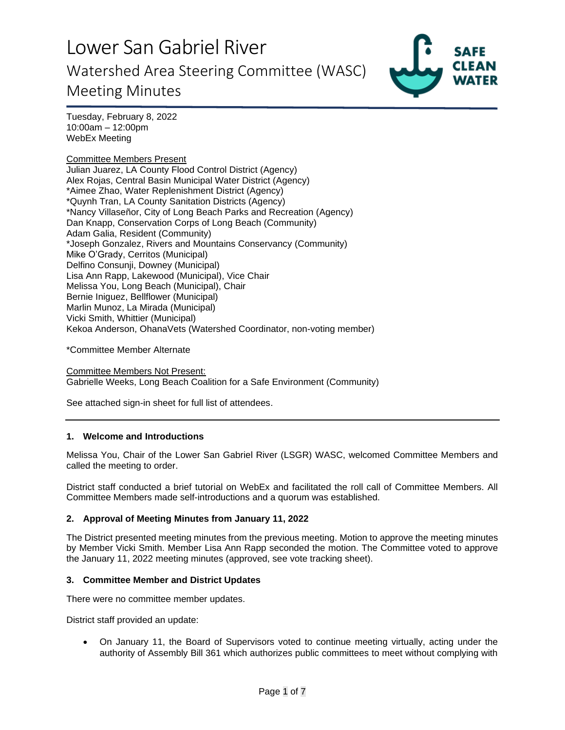# Lower San Gabriel River

## Watershed Area Steering Committee (WASC) Meeting Minutes

Tuesday, February 8, 2022
10:00am – 12:00pm
WebEx Meeting

Committee Members Present
Julian Juarez, LA County Flood Control District (Agency)
Alex Rojas, Central Basin Municipal Water District (Agency)
*Aimee Zhao, Water Replenishment District (Agency)
*Quynh Tran, LA County Sanitation Districts (Agency)
*Nancy Villaseñor, City of Long Beach Parks and Recreation (Agency)
Dan Knapp, Conservation Corps of Long Beach (Community)
Adam Galia, Resident (Community)
*Joseph Gonzalez, Rivers and Mountains Conservancy (Community)
Mike O'Grady, Cerritos (Municipal)
Delfino Consunji, Downey (Municipal)
Lisa Ann Rapp, Lakewood (Municipal), Vice Chair
Melissa You, Long Beach (Municipal), Chair
Bernie Iniguez, Bellflower (Municipal)
Marlin Munoz, La Mirada (Municipal)
Vicki Smith, Whittier (Municipal)
Kekoa Anderson, OhanaVets (Watershed Coordinator, non-voting member)

*Committee Member Alternate

Committee Members Not Present:
Gabrielle Weeks, Long Beach Coalition for a Safe Environment (Community)

See attached sign-in sheet for full list of attendees.

---

### 1. Welcome and Introductions

Melissa You, Chair of the Lower San Gabriel River (LSGR) WASC, welcomed Committee Members and called the meeting to order.

District staff conducted a brief tutorial on WebEx and facilitated the roll call of Committee Members. All Committee Members made self-introductions and a quorum was established.

### 2. Approval of Meeting Minutes from January 11, 2022

The District presented meeting minutes from the previous meeting. Motion to approve the meeting minutes by Member Vicki Smith. Member Lisa Ann Rapp seconded the motion. The Committee voted to approve the January 11, 2022 meeting minutes (approved, see vote tracking sheet).

### 3. Committee Member and District Updates

There were no committee member updates.

District staff provided an update:

- On January 11, the Board of Supervisors voted to continue meeting virtually, acting under the authority of Assembly Bill 361 which authorizes public committees to meet without complying with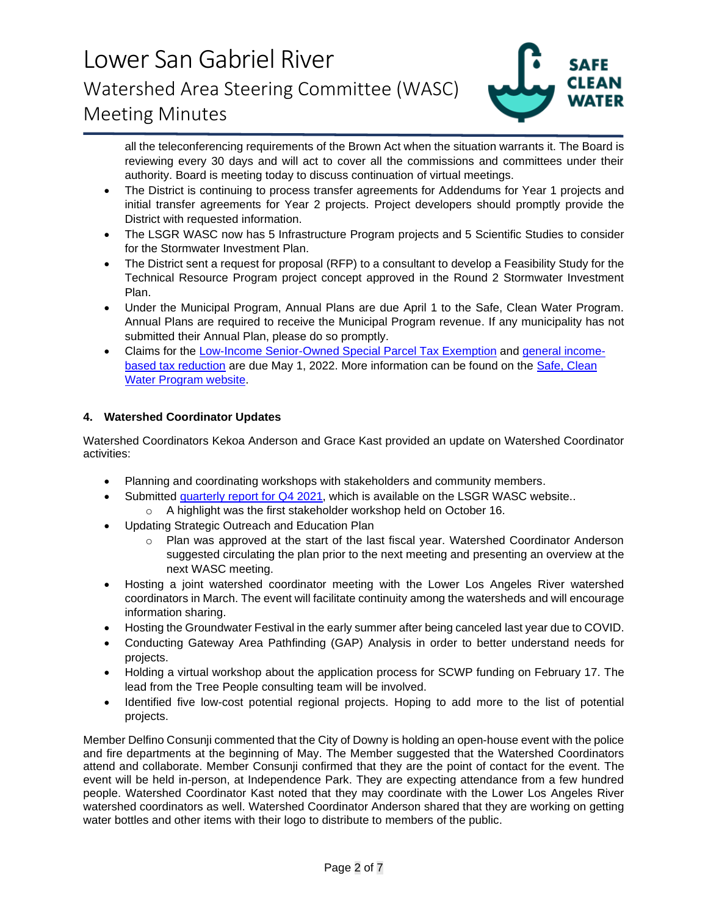all the teleconferencing requirements of the Brown Act when the situation warrants it. The Board is reviewing every 30 days and will act to cover all the commissions and committees under their authority. Board is meeting today to discuss continuation of virtual meetings.

- The District is continuing to process transfer agreements for Addendums for Year 1 projects and initial transfer agreements for Year 2 projects. Project developers should promptly provide the District with requested information.
- The LSGR WASC now has 5 Infrastructure Program projects and 5 Scientific Studies to consider for the Stormwater Investment Plan.
- The District sent a request for proposal (RFP) to a consultant to develop a Feasibility Study for the Technical Resource Program project concept approved in the Round 2 Stormwater Investment Plan.
- Under the Municipal Program, Annual Plans are due April 1 to the Safe, Clean Water Program. Annual Plans are required to receive the Municipal Program revenue. If any municipality has not submitted their Annual Plan, please do so promptly.
- Claims for the Low-Income Senior-Owned Special Parcel Tax Exemption and general income-based tax reduction are due May 1, 2022. More information can be found on the Safe, Clean Water Program website.

#### 4. Watershed Coordinator Updates

Watershed Coordinators Kekoa Anderson and Grace Kast provided an update on Watershed Coordinator activities:

- Planning and coordinating workshops with stakeholders and community members.
- Submitted quarterly report for Q4 2021, which is available on the LSGR WASC website..
  - A highlight was the first stakeholder workshop held on October 16.
- Updating Strategic Outreach and Education Plan
  - Plan was approved at the start of the last fiscal year. Watershed Coordinator Anderson suggested circulating the plan prior to the next meeting and presenting an overview at the next WASC meeting.
- Hosting a joint watershed coordinator meeting with the Lower Los Angeles River watershed coordinators in March. The event will facilitate continuity among the watersheds and will encourage information sharing.
- Hosting the Groundwater Festival in the early summer after being canceled last year due to COVID.
- Conducting Gateway Area Pathfinding (GAP) Analysis in order to better understand needs for projects.
- Holding a virtual workshop about the application process for SCWP funding on February 17. The lead from the Tree People consulting team will be involved.
- Identified five low-cost potential regional projects. Hoping to add more to the list of potential projects.

Member Delfino Consunji commented that the City of Downy is holding an open-house event with the police and fire departments at the beginning of May. The Member suggested that the Watershed Coordinators attend and collaborate. Member Consunji confirmed that they are the point of contact for the event. The event will be held in-person, at Independence Park. They are expecting attendance from a few hundred people. Watershed Coordinator Kast noted that they may coordinate with the Lower Los Angeles River watershed coordinators as well. Watershed Coordinator Anderson shared that they are working on getting water bottles and other items with their logo to distribute to members of the public.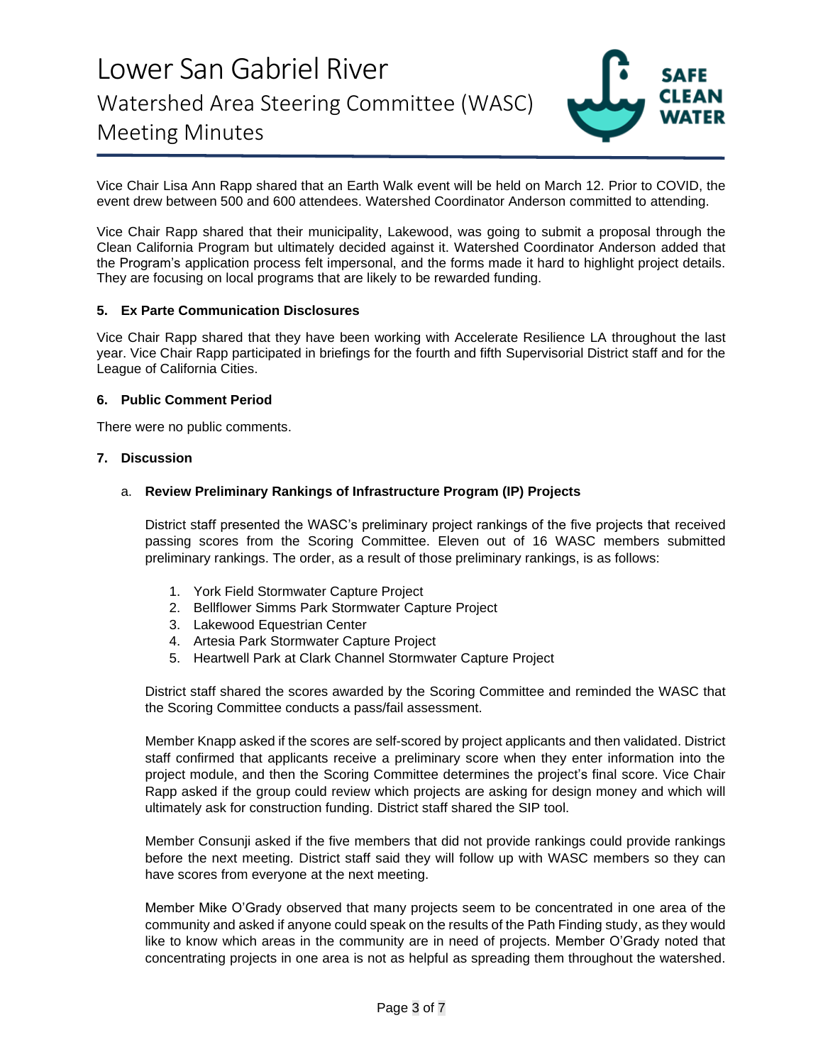Vice Chair Lisa Ann Rapp shared that an Earth Walk event will be held on March 12. Prior to COVID, the event drew between 500 and 600 attendees. Watershed Coordinator Anderson committed to attending.

Vice Chair Rapp shared that their municipality, Lakewood, was going to submit a proposal through the Clean California Program but ultimately decided against it. Watershed Coordinator Anderson added that the Program's application process felt impersonal, and the forms made it hard to highlight project details. They are focusing on local programs that are likely to be rewarded funding.

**5. Ex Parte Communication Disclosures**

Vice Chair Rapp shared that they have been working with Accelerate Resilience LA throughout the last year. Vice Chair Rapp participated in briefings for the fourth and fifth Supervisorial District staff and for the League of California Cities.

**6. Public Comment Period**

There were no public comments.

**7. Discussion**

a. **Review Preliminary Rankings of Infrastructure Program (IP) Projects**

District staff presented the WASC's preliminary project rankings of the five projects that received passing scores from the Scoring Committee. Eleven out of 16 WASC members submitted preliminary rankings. The order, as a result of those preliminary rankings, is as follows:

1. York Field Stormwater Capture Project
2. Bellflower Simms Park Stormwater Capture Project
3. Lakewood Equestrian Center
4. Artesia Park Stormwater Capture Project
5. Heartwell Park at Clark Channel Stormwater Capture Project

District staff shared the scores awarded by the Scoring Committee and reminded the WASC that the Scoring Committee conducts a pass/fail assessment.

Member Knapp asked if the scores are self-scored by project applicants and then validated. District staff confirmed that applicants receive a preliminary score when they enter information into the project module, and then the Scoring Committee determines the project's final score. Vice Chair Rapp asked if the group could review which projects are asking for design money and which will ultimately ask for construction funding. District staff shared the SIP tool.

Member Consunji asked if the five members that did not provide rankings could provide rankings before the next meeting. District staff said they will follow up with WASC members so they can have scores from everyone at the next meeting.

Member Mike O'Grady observed that many projects seem to be concentrated in one area of the community and asked if anyone could speak on the results of the Path Finding study, as they would like to know which areas in the community are in need of projects. Member O'Grady noted that concentrating projects in one area is not as helpful as spreading them throughout the watershed.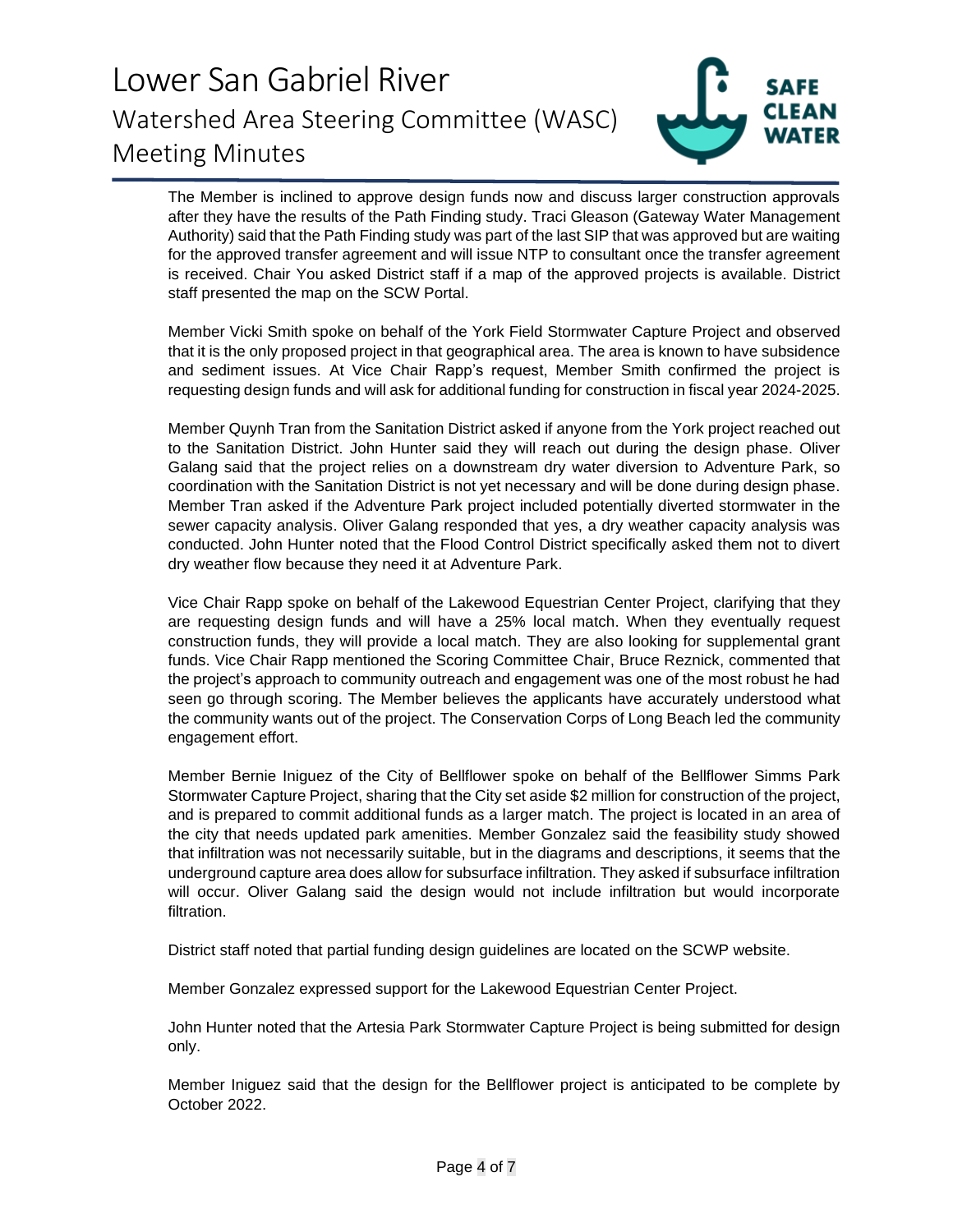The Member is inclined to approve design funds now and discuss larger construction approvals after they have the results of the Path Finding study. Traci Gleason (Gateway Water Management Authority) said that the Path Finding study was part of the last SIP that was approved but are waiting for the approved transfer agreement and will issue NTP to consultant once the transfer agreement is received. Chair You asked District staff if a map of the approved projects is available. District staff presented the map on the SCW Portal.

Member Vicki Smith spoke on behalf of the York Field Stormwater Capture Project and observed that it is the only proposed project in that geographical area. The area is known to have subsidence and sediment issues. At Vice Chair Rapp's request, Member Smith confirmed the project is requesting design funds and will ask for additional funding for construction in fiscal year 2024-2025.

Member Quynh Tran from the Sanitation District asked if anyone from the York project reached out to the Sanitation District. John Hunter said they will reach out during the design phase. Oliver Galang said that the project relies on a downstream dry water diversion to Adventure Park, so coordination with the Sanitation District is not yet necessary and will be done during design phase. Member Tran asked if the Adventure Park project included potentially diverted stormwater in the sewer capacity analysis. Oliver Galang responded that yes, a dry weather capacity analysis was conducted. John Hunter noted that the Flood Control District specifically asked them not to divert dry weather flow because they need it at Adventure Park.

Vice Chair Rapp spoke on behalf of the Lakewood Equestrian Center Project, clarifying that they are requesting design funds and will have a 25% local match. When they eventually request construction funds, they will provide a local match. They are also looking for supplemental grant funds. Vice Chair Rapp mentioned the Scoring Committee Chair, Bruce Reznick, commented that the project's approach to community outreach and engagement was one of the most robust he had seen go through scoring. The Member believes the applicants have accurately understood what the community wants out of the project. The Conservation Corps of Long Beach led the community engagement effort.

Member Bernie Iniguez of the City of Bellflower spoke on behalf of the Bellflower Simms Park Stormwater Capture Project, sharing that the City set aside $2 million for construction of the project, and is prepared to commit additional funds as a larger match. The project is located in an area of the city that needs updated park amenities. Member Gonzalez said the feasibility study showed that infiltration was not necessarily suitable, but in the diagrams and descriptions, it seems that the underground capture area does allow for subsurface infiltration. They asked if subsurface infiltration will occur. Oliver Galang said the design would not include infiltration but would incorporate filtration.

District staff noted that partial funding design guidelines are located on the SCWP website.

Member Gonzalez expressed support for the Lakewood Equestrian Center Project.

John Hunter noted that the Artesia Park Stormwater Capture Project is being submitted for design only.

Member Iniguez said that the design for the Bellflower project is anticipated to be complete by October 2022.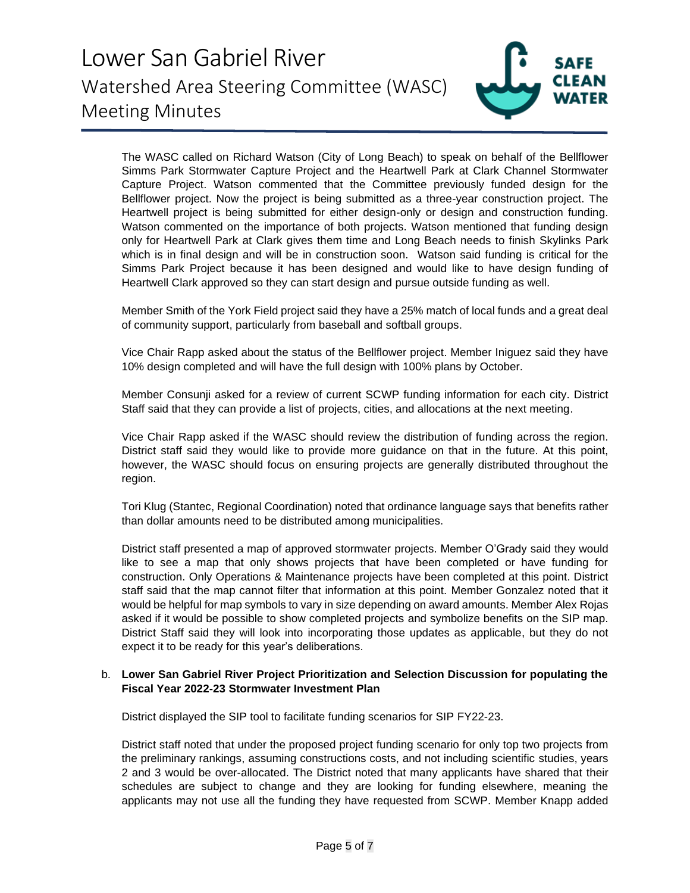The WASC called on Richard Watson (City of Long Beach) to speak on behalf of the Bellflower Simms Park Stormwater Capture Project and the Heartwell Park at Clark Channel Stormwater Capture Project. Watson commented that the Committee previously funded design for the Bellflower project. Now the project is being submitted as a three-year construction project. The Heartwell project is being submitted for either design-only or design and construction funding. Watson commented on the importance of both projects. Watson mentioned that funding design only for Heartwell Park at Clark gives them time and Long Beach needs to finish Skylinks Park which is in final design and will be in construction soon. Watson said funding is critical for the Simms Park Project because it has been designed and would like to have design funding of Heartwell Clark approved so they can start design and pursue outside funding as well.

Member Smith of the York Field project said they have a 25% match of local funds and a great deal of community support, particularly from baseball and softball groups.

Vice Chair Rapp asked about the status of the Bellflower project. Member Iniguez said they have 10% design completed and will have the full design with 100% plans by October.

Member Consunji asked for a review of current SCWP funding information for each city. District Staff said that they can provide a list of projects, cities, and allocations at the next meeting.

Vice Chair Rapp asked if the WASC should review the distribution of funding across the region. District staff said they would like to provide more guidance on that in the future. At this point, however, the WASC should focus on ensuring projects are generally distributed throughout the region.

Tori Klug (Stantec, Regional Coordination) noted that ordinance language says that benefits rather than dollar amounts need to be distributed among municipalities.

District staff presented a map of approved stormwater projects. Member O'Grady said they would like to see a map that only shows projects that have been completed or have funding for construction. Only Operations & Maintenance projects have been completed at this point. District staff said that the map cannot filter that information at this point. Member Gonzalez noted that it would be helpful for map symbols to vary in size depending on award amounts. Member Alex Rojas asked if it would be possible to show completed projects and symbolize benefits on the SIP map. District Staff said they will look into incorporating those updates as applicable, but they do not expect it to be ready for this year's deliberations.

b. **Lower San Gabriel River Project Prioritization and Selection Discussion for populating the Fiscal Year 2022-23 Stormwater Investment Plan**

District displayed the SIP tool to facilitate funding scenarios for SIP FY22-23.

District staff noted that under the proposed project funding scenario for only top two projects from the preliminary rankings, assuming constructions costs, and not including scientific studies, years 2 and 3 would be over-allocated. The District noted that many applicants have shared that their schedules are subject to change and they are looking for funding elsewhere, meaning the applicants may not use all the funding they have requested from SCWP. Member Knapp added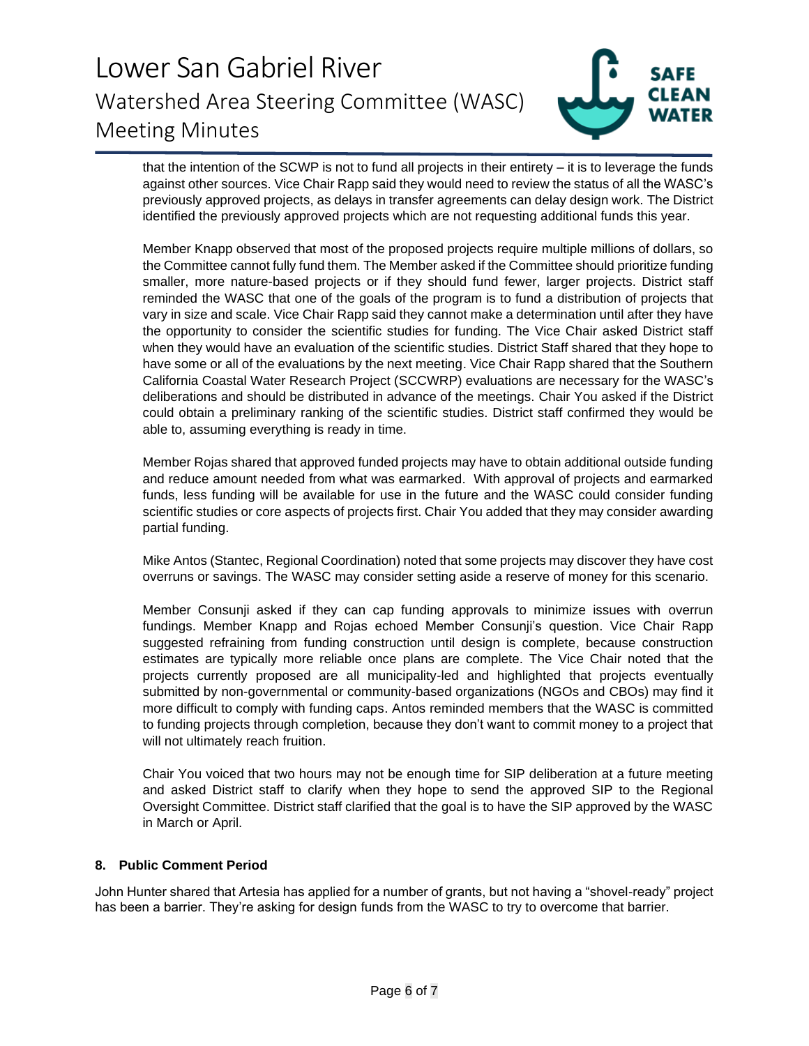that the intention of the SCWP is not to fund all projects in their entirety – it is to leverage the funds against other sources. Vice Chair Rapp said they would need to review the status of all the WASC's previously approved projects, as delays in transfer agreements can delay design work. The District identified the previously approved projects which are not requesting additional funds this year.

Member Knapp observed that most of the proposed projects require multiple millions of dollars, so the Committee cannot fully fund them. The Member asked if the Committee should prioritize funding smaller, more nature-based projects or if they should fund fewer, larger projects. District staff reminded the WASC that one of the goals of the program is to fund a distribution of projects that vary in size and scale. Vice Chair Rapp said they cannot make a determination until after they have the opportunity to consider the scientific studies for funding. The Vice Chair asked District staff when they would have an evaluation of the scientific studies. District Staff shared that they hope to have some or all of the evaluations by the next meeting. Vice Chair Rapp shared that the Southern California Coastal Water Research Project (SCCWRP) evaluations are necessary for the WASC's deliberations and should be distributed in advance of the meetings. Chair You asked if the District could obtain a preliminary ranking of the scientific studies. District staff confirmed they would be able to, assuming everything is ready in time.

Member Rojas shared that approved funded projects may have to obtain additional outside funding and reduce amount needed from what was earmarked. With approval of projects and earmarked funds, less funding will be available for use in the future and the WASC could consider funding scientific studies or core aspects of projects first. Chair You added that they may consider awarding partial funding.

Mike Antos (Stantec, Regional Coordination) noted that some projects may discover they have cost overruns or savings. The WASC may consider setting aside a reserve of money for this scenario.

Member Consunji asked if they can cap funding approvals to minimize issues with overrun fundings. Member Knapp and Rojas echoed Member Consunji's question. Vice Chair Rapp suggested refraining from funding construction until design is complete, because construction estimates are typically more reliable once plans are complete. The Vice Chair noted that the projects currently proposed are all municipality-led and highlighted that projects eventually submitted by non-governmental or community-based organizations (NGOs and CBOs) may find it more difficult to comply with funding caps. Antos reminded members that the WASC is committed to funding projects through completion, because they don't want to commit money to a project that will not ultimately reach fruition.

Chair You voiced that two hours may not be enough time for SIP deliberation at a future meeting and asked District staff to clarify when they hope to send the approved SIP to the Regional Oversight Committee. District staff clarified that the goal is to have the SIP approved by the WASC in March or April.

## 8. Public Comment Period

John Hunter shared that Artesia has applied for a number of grants, but not having a "shovel-ready" project has been a barrier. They're asking for design funds from the WASC to try to overcome that barrier.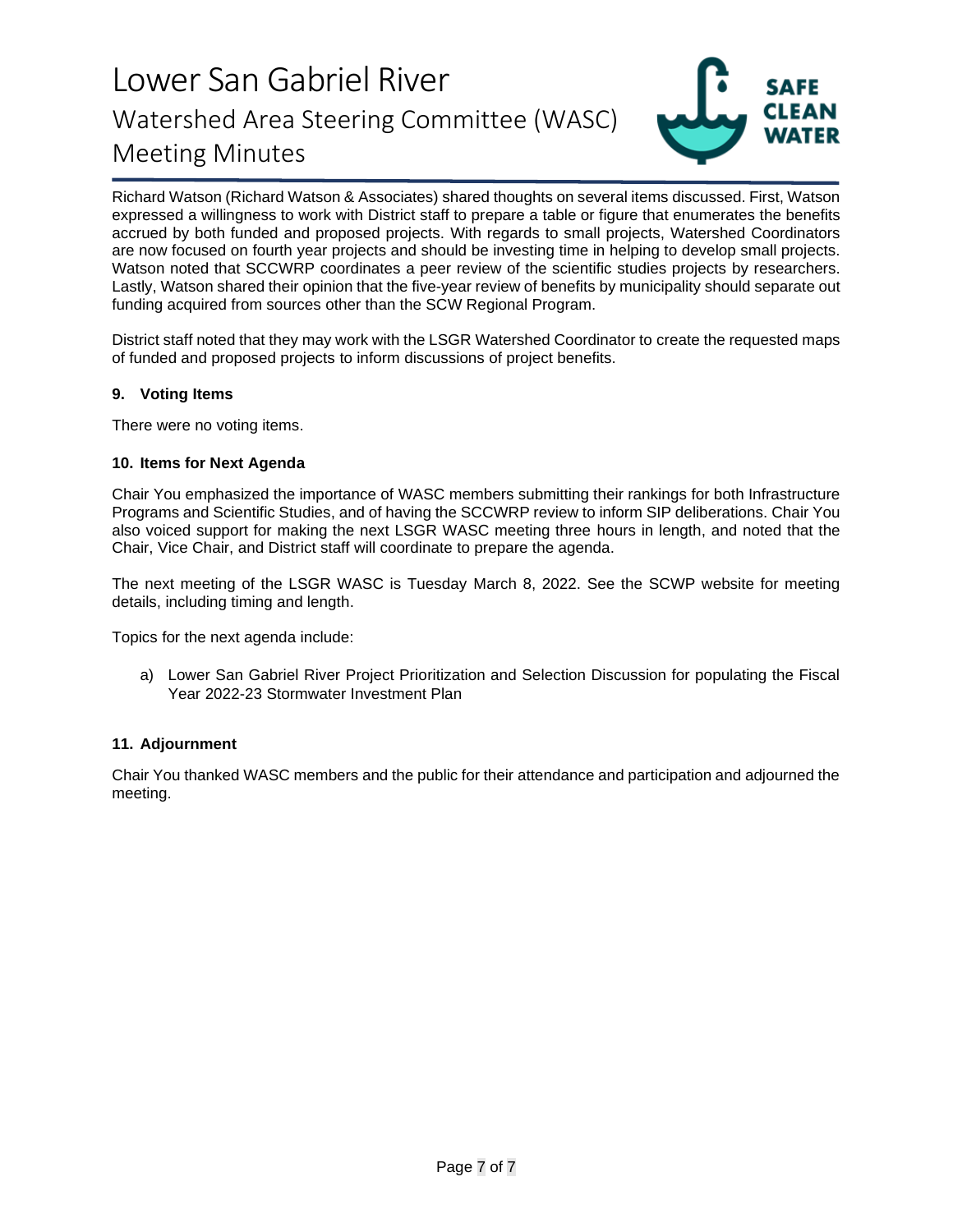Richard Watson (Richard Watson & Associates) shared thoughts on several items discussed. First, Watson expressed a willingness to work with District staff to prepare a table or figure that enumerates the benefits accrued by both funded and proposed projects. With regards to small projects, Watershed Coordinators are now focused on fourth year projects and should be investing time in helping to develop small projects. Watson noted that SCCWRP coordinates a peer review of the scientific studies projects by researchers. Lastly, Watson shared their opinion that the five-year review of benefits by municipality should separate out funding acquired from sources other than the SCW Regional Program.

District staff noted that they may work with the LSGR Watershed Coordinator to create the requested maps of funded and proposed projects to inform discussions of project benefits.

### 9. Voting Items

There were no voting items.

### 10. Items for Next Agenda

Chair You emphasized the importance of WASC members submitting their rankings for both Infrastructure Programs and Scientific Studies, and of having the SCCWRP review to inform SIP deliberations. Chair You also voiced support for making the next LSGR WASC meeting three hours in length, and noted that the Chair, Vice Chair, and District staff will coordinate to prepare the agenda.

The next meeting of the LSGR WASC is Tuesday March 8, 2022. See the SCWP website for meeting details, including timing and length.

Topics for the next agenda include:

a) Lower San Gabriel River Project Prioritization and Selection Discussion for populating the Fiscal Year 2022-23 Stormwater Investment Plan

### 11. Adjournment

Chair You thanked WASC members and the public for their attendance and participation and adjourned the meeting.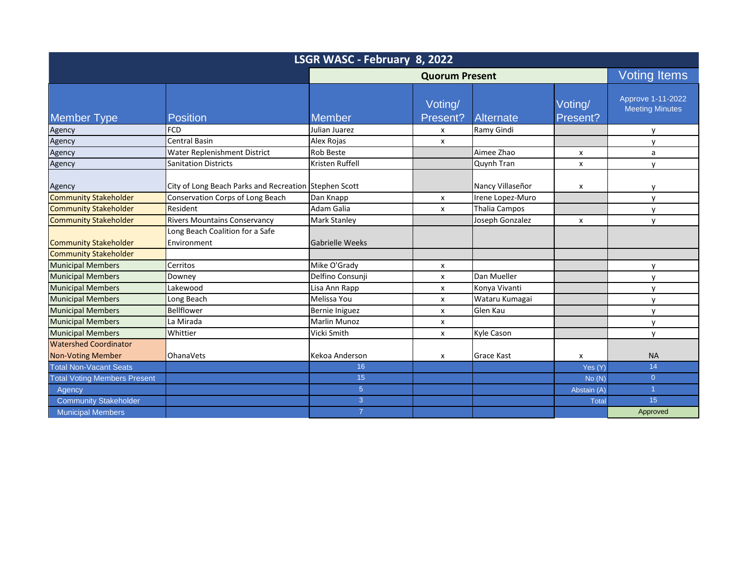| LSGR WASC - February 8, 2022 | | | | | | |
|---|---|---|---|---|---|---|
| | | **Quorum Present** | | | | Voting Items |
| Member Type | Position | Member | Voting/ Present? | Alternate | Voting/ Present? | Approve 1-11-2022 Meeting Minutes |
| Agency | FCD | Julian Juarez | x | Ramy Gindi | | y |
| Agency | Central Basin | Alex Rojas | x | | | y |
| Agency | Water Replenishment District | Rob Beste | | Aimee Zhao | x | a |
| Agency | Sanitation Districts | Kristen Ruffell | | Quynh Tran | x | y |
| Agency | City of Long Beach Parks and Recreation | Stephen Scott | | Nancy Villaseñor | x | y |
| Community Stakeholder | Conservation Corps of Long Beach | Dan Knapp | x | Irene Lopez-Muro | | y |
| Community Stakeholder | Resident | Adam Galia | x | Thalia Campos | | y |
| Community Stakeholder | Rivers Mountains Conservancy | Mark Stanley | | Joseph Gonzalez | x | y |
| Community Stakeholder | Long Beach Coalition for a Safe Environment | Gabrielle Weeks | | | | |
| Community Stakeholder | | | | | | |
| Municipal Members | Cerritos | Mike O'Grady | x | | | y |
| Municipal Members | Downey | Delfino Consunji | x | Dan Mueller | | y |
| Municipal Members | Lakewood | Lisa Ann Rapp | x | Konya Vivanti | | y |
| Municipal Members | Long Beach | Melissa You | x | Wataru Kumagai | | y |
| Municipal Members | Bellflower | Bernie Iniguez | x | Glen Kau | | y |
| Municipal Members | La Mirada | Marlin Munoz | x | | | y |
| Municipal Members | Whittier | Vicki Smith | x | Kyle Cason | | y |
| Watershed Coordinator Non-Voting Member | OhanaVets | Kekoa Anderson | x | Grace Kast | x | NA |
| Total Non-Vacant Seats | | 16 | | | Yes (Y) | 14 |
| Total Voting Members Present | | 15 | | | No (N) | 0 |
| Agency | | 5 | | | Abstain (A) | 1 |
| Community Stakeholder | | 3 | | | Total | 15 |
| Municipal Members | | 7 | | | | Approved |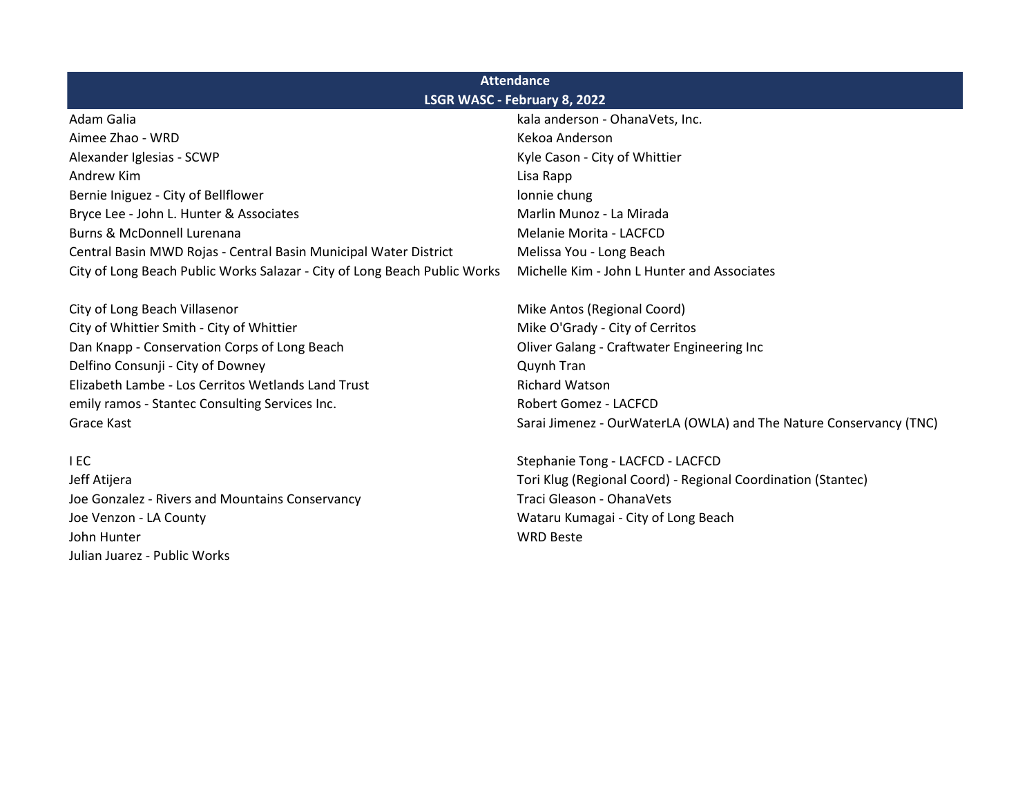| Attendance<br>LSGR WASC - February 8, 2022 | |
|---|---|
| Adam Galia | kala anderson - OhanaVets, Inc. |
| Aimee Zhao - WRD | Kekoa Anderson |
| Alexander Iglesias - SCWP | Kyle Cason - City of Whittier |
| Andrew Kim | Lisa Rapp |
| Bernie Iniguez - City of Bellflower | lonnie chung |
| Bryce Lee - John L. Hunter & Associates | Marlin Munoz - La Mirada |
| Burns & McDonnell Lurenana | Melanie Morita - LACFCD |
| Central Basin MWD Rojas - Central Basin Municipal Water District | Melissa You - Long Beach |
| City of Long Beach Public Works Salazar - City of Long Beach Public Works | Michelle Kim - John L Hunter and Associates |
| City of Long Beach Villasenor | Mike Antos (Regional Coord) |
| City of Whittier Smith - City of Whittier | Mike O'Grady - City of Cerritos |
| Dan Knapp - Conservation Corps of Long Beach | Oliver Galang - Craftwater Engineering Inc |
| Delfino Consunji - City of Downey | Quynh Tran |
| Elizabeth Lambe - Los Cerritos Wetlands Land Trust | Richard Watson |
| emily ramos - Stantec Consulting Services Inc. | Robert Gomez - LACFCD |
| Grace Kast | Sarai Jimenez - OurWaterLA (OWLA) and The Nature Conservancy (TNC) |
| I EC | Stephanie Tong - LACFCD - LACFCD |
| Jeff Atijera | Tori Klug (Regional Coord) - Regional Coordination (Stantec) |
| Joe Gonzalez - Rivers and Mountains Conservancy | Traci Gleason - OhanaVets |
| Joe Venzon - LA County | Wataru Kumagai - City of Long Beach |
| John Hunter | WRD Beste |
| Julian Juarez - Public Works | |